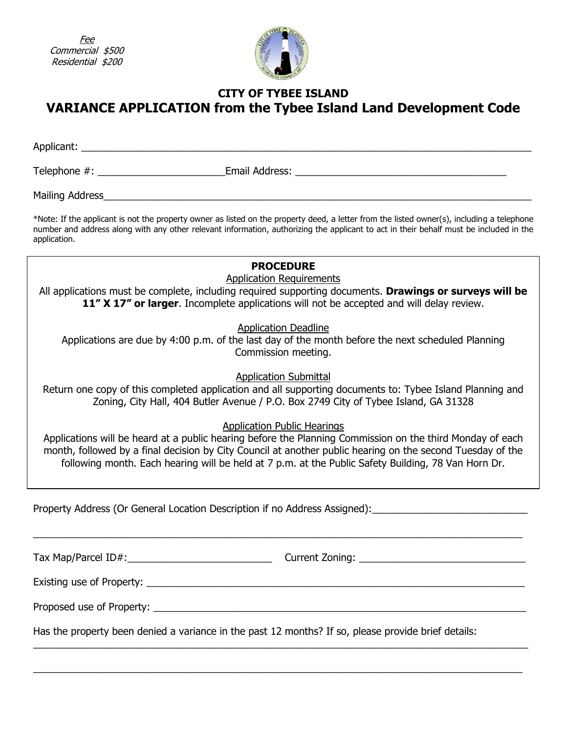*Fee*
*Commercial $500*
*Residential $200*

## CITY OF TYBEE ISLAND
# VARIANCE APPLICATION from the Tybee Island Land Development Code

Applicant: ___________________________________________________________________________

Telephone #: ______________________Email Address: ____________________________________

Mailing Address______________________________________________________________________

*Note: If the applicant is not the property owner as listed on the property deed, a letter from the listed owner(s), including a telephone number and address along with any other relevant information, authorizing the applicant to act in their behalf must be included in the application.

**PROCEDURE**

Application Requirements

All applications must be complete, including required supporting documents. **Drawings or surveys will be 11" X 17" or larger**. Incomplete applications will not be accepted and will delay review.

Application Deadline

Applications are due by 4:00 p.m. of the last day of the month before the next scheduled Planning Commission meeting.

Application Submittal

Return one copy of this completed application and all supporting documents to: Tybee Island Planning and Zoning, City Hall, 404 Butler Avenue / P.O. Box 2749 City of Tybee Island, GA 31328

Application Public Hearings

Applications will be heard at a public hearing before the Planning Commission on the third Monday of each month, followed by a final decision by City Council at another public hearing on the second Tuesday of the following month. Each hearing will be held at 7 p.m. at the Public Safety Building, 78 Van Horn Dr.

Property Address (Or General Location Description if no Address Assigned):___________________________

_____________________________________________________________________________________

Tax Map/Parcel ID#:_________________________ Current Zoning: _____________________________

Existing use of Property: _________________________________________________________________

Proposed use of Property: ________________________________________________________________

Has the property been denied a variance in the past 12 months? If so, please provide brief details:

_____________________________________________________________________________________

_____________________________________________________________________________________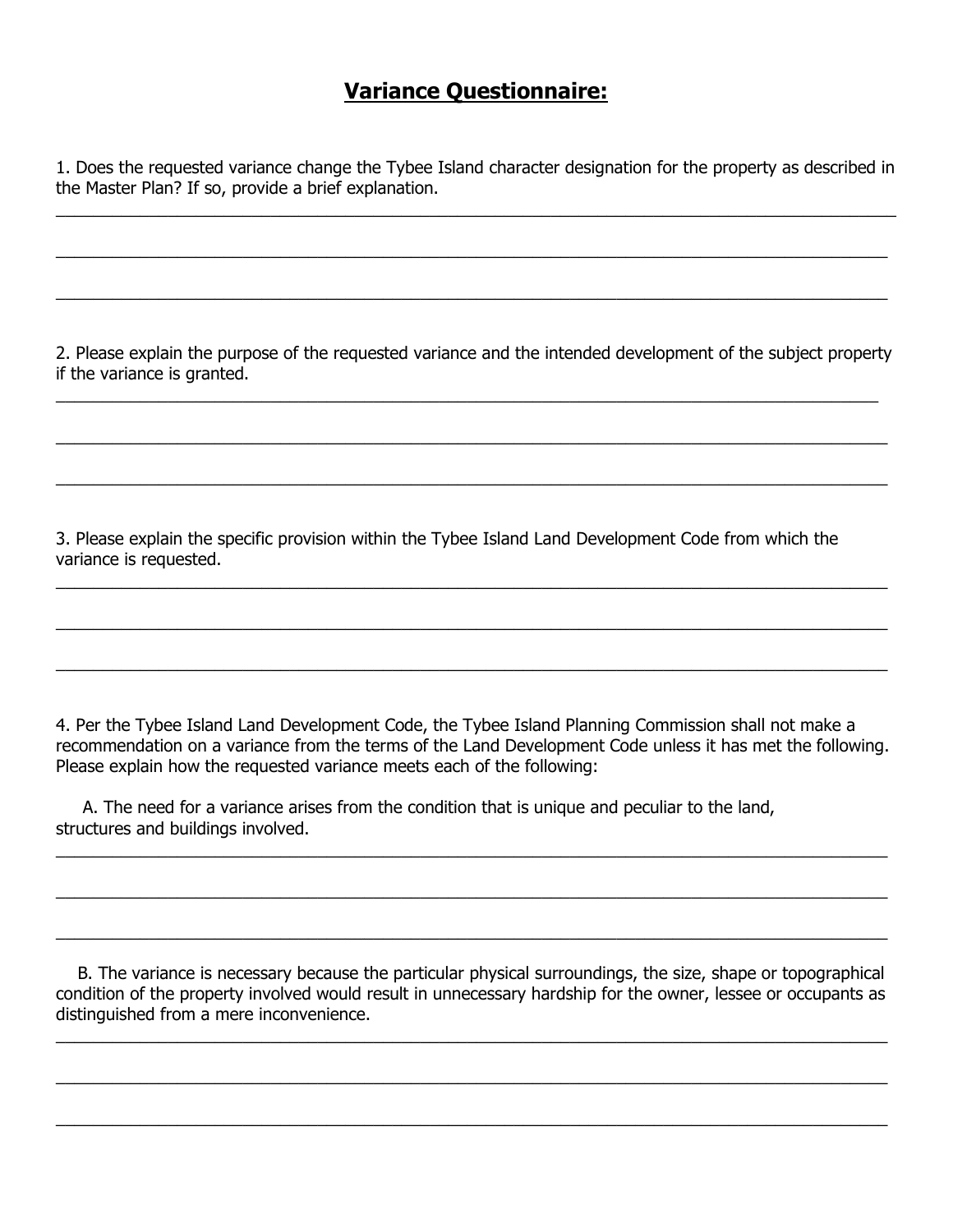# Variance Questionnaire:

1. Does the requested variance change the Tybee Island character designation for the property as described in the Master Plan? If so, provide a brief explanation.

___

___

___

2. Please explain the purpose of the requested variance and the intended development of the subject property if the variance is granted.

___

___

___

3. Please explain the specific provision within the Tybee Island Land Development Code from which the variance is requested.

___

___

___

4. Per the Tybee Island Land Development Code, the Tybee Island Planning Commission shall not make a recommendation on a variance from the terms of the Land Development Code unless it has met the following. Please explain how the requested variance meets each of the following:

A. The need for a variance arises from the condition that is unique and peculiar to the land, structures and buildings involved.

___

___

___

B. The variance is necessary because the particular physical surroundings, the size, shape or topographical condition of the property involved would result in unnecessary hardship for the owner, lessee or occupants as distinguished from a mere inconvenience.

___

___

___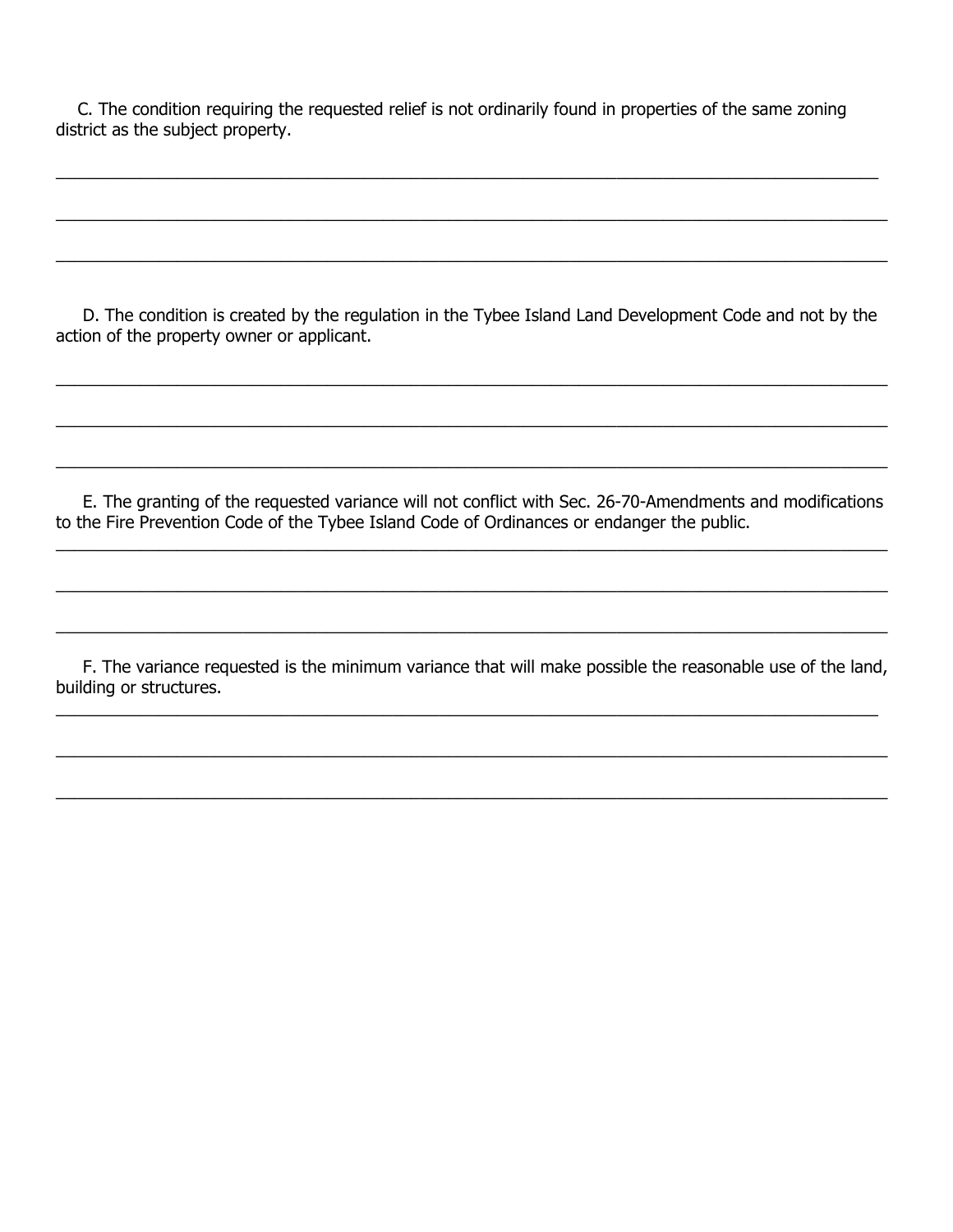C. The condition requiring the requested relief is not ordinarily found in properties of the same zoning district as the subject property.

___________________________________________________________________________________________

___________________________________________________________________________________________

___________________________________________________________________________________________

D. The condition is created by the regulation in the Tybee Island Land Development Code and not by the action of the property owner or applicant.

___________________________________________________________________________________________

___________________________________________________________________________________________

___________________________________________________________________________________________

E. The granting of the requested variance will not conflict with Sec. 26-70-Amendments and modifications to the Fire Prevention Code of the Tybee Island Code of Ordinances or endanger the public.

___________________________________________________________________________________________

___________________________________________________________________________________________

___________________________________________________________________________________________

F. The variance requested is the minimum variance that will make possible the reasonable use of the land, building or structures.

___________________________________________________________________________________________

___________________________________________________________________________________________

___________________________________________________________________________________________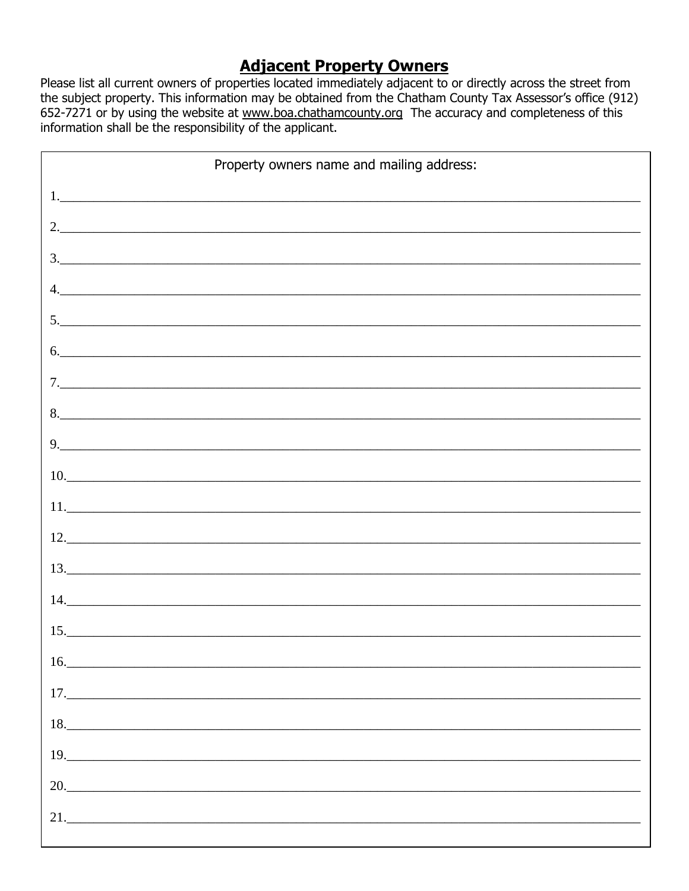## Adjacent Property Owners

Please list all current owners of properties located immediately adjacent to or directly across the street from the subject property. This information may be obtained from the Chatham County Tax Assessor's office (912) 652-7271 or by using the website at www.boa.chathamcounty.org The accuracy and completeness of this information shall be the responsibility of the applicant.

Property owners name and mailing address:

1.____________________________________________________________

2.____________________________________________________________

3.____________________________________________________________

4.____________________________________________________________

5.____________________________________________________________

6.____________________________________________________________

7.____________________________________________________________

8.____________________________________________________________

9.____________________________________________________________

10.___________________________________________________________

11.___________________________________________________________

12.___________________________________________________________

13.___________________________________________________________

14.___________________________________________________________

15.___________________________________________________________

16.___________________________________________________________

17.___________________________________________________________

18.___________________________________________________________

19.___________________________________________________________

20.___________________________________________________________

21.___________________________________________________________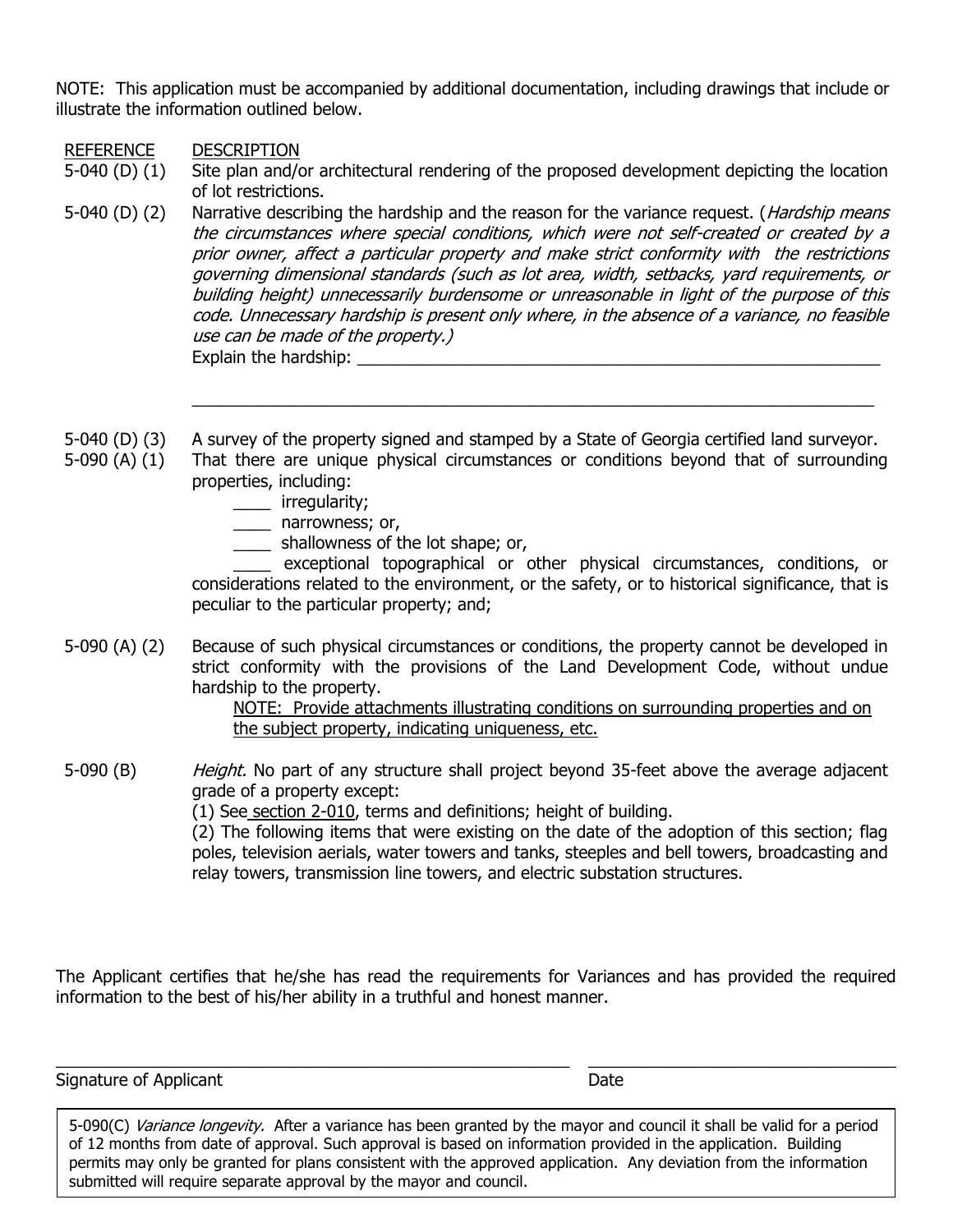NOTE: This application must be accompanied by additional documentation, including drawings that include or illustrate the information outlined below.

| REFERENCE | DESCRIPTION |
|---|---|
| 5-040 (D) (1) | Site plan and/or architectural rendering of the proposed development depicting the location of lot restrictions. |
| 5-040 (D) (2) | Narrative describing the hardship and the reason for the variance request. (*Hardship means the circumstances where special conditions, which were not self-created or created by a prior owner, affect a particular property and make strict conformity with the restrictions governing dimensional standards (such as lot area, width, setbacks, yard requirements, or building height) unnecessarily burdensome or unreasonable in light of the purpose of this code. Unnecessary hardship is present only where, in the absence of a variance, no feasible use can be made of the property.)* Explain the hardship: ____________________________________________ ____________________________________________ |
| 5-040 (D) (3) | A survey of the property signed and stamped by a State of Georgia certified land surveyor. |
| 5-090 (A) (1) | That there are unique physical circumstances or conditions beyond that of surrounding properties, including: ____ irregularity; ____ narrowness; or, ____ shallowness of the lot shape; or, ____ exceptional topographical or other physical circumstances, conditions, or considerations related to the environment, or the safety, or to historical significance, that is peculiar to the particular property; and; |
| 5-090 (A) (2) | Because of such physical circumstances or conditions, the property cannot be developed in strict conformity with the provisions of the Land Development Code, without undue hardship to the property. NOTE: Provide attachments illustrating conditions on surrounding properties and on the subject property, indicating uniqueness, etc. |
| 5-090 (B) | *Height.* No part of any structure shall project beyond 35-feet above the average adjacent grade of a property except: (1) See section 2-010, terms and definitions; height of building. (2) The following items that were existing on the date of the adoption of this section; flag poles, television aerials, water towers and tanks, steeples and bell towers, broadcasting and relay towers, transmission line towers, and electric substation structures. |

The Applicant certifies that he/she has read the requirements for Variances and has provided the required information to the best of his/her ability in a truthful and honest manner.

______________________________________________ ______________________________

Signature of Applicant Date

5-090(C) *Variance longevity.* After a variance has been granted by the mayor and council it shall be valid for a period of 12 months from date of approval. Such approval is based on information provided in the application. Building permits may only be granted for plans consistent with the approved application. Any deviation from the information submitted will require separate approval by the mayor and council.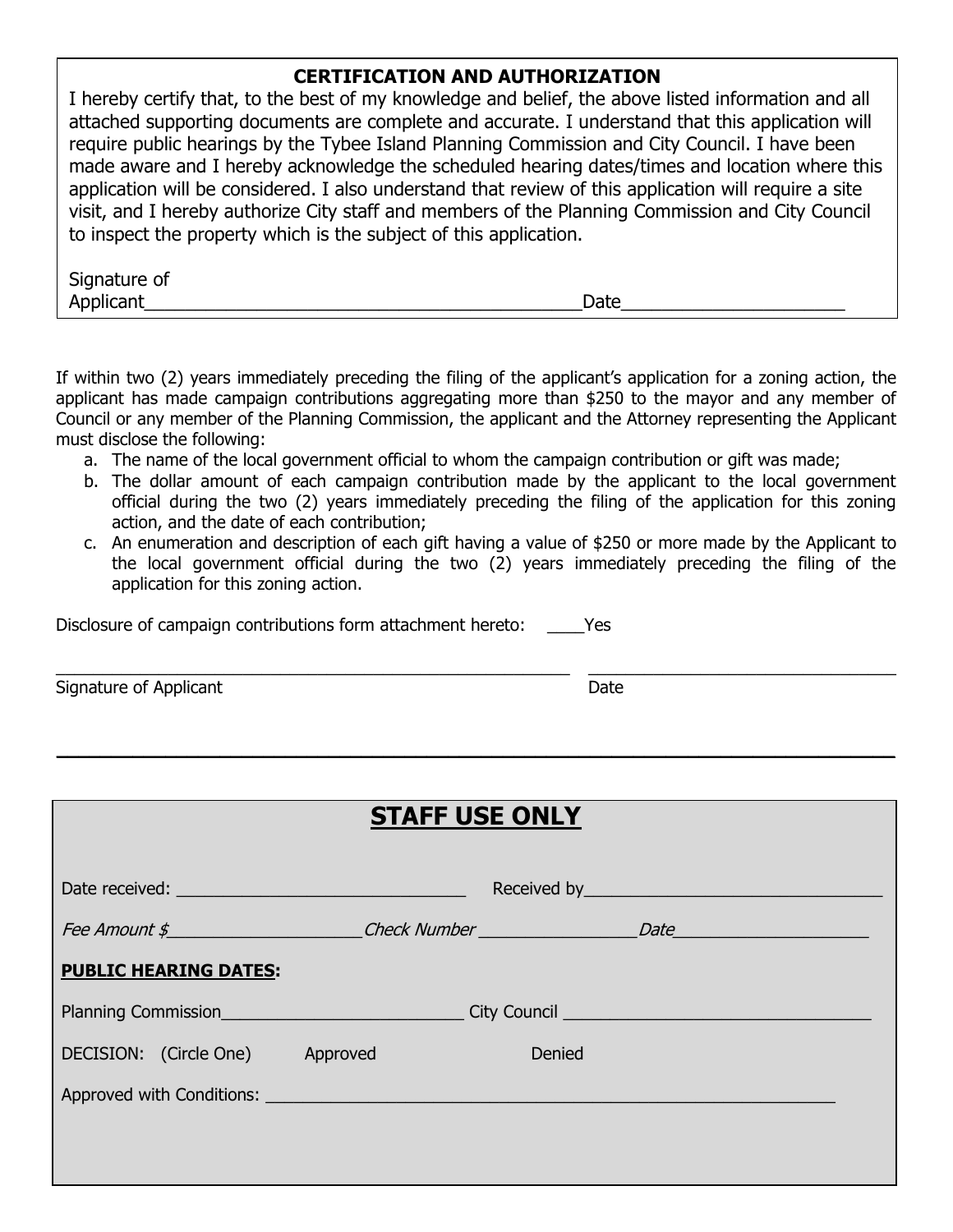## CERTIFICATION AND AUTHORIZATION

I hereby certify that, to the best of my knowledge and belief, the above listed information and all attached supporting documents are complete and accurate. I understand that this application will require public hearings by the Tybee Island Planning Commission and City Council. I have been made aware and I hereby acknowledge the scheduled hearing dates/times and location where this application will be considered. I also understand that review of this application will require a site visit, and I hereby authorize City staff and members of the Planning Commission and City Council to inspect the property which is the subject of this application.

Signature of Applicant____________________________________________Date______________________

If within two (2) years immediately preceding the filing of the applicant's application for a zoning action, the applicant has made campaign contributions aggregating more than $250 to the mayor and any member of Council or any member of the Planning Commission, the applicant and the Attorney representing the Applicant must disclose the following:

a. The name of the local government official to whom the campaign contribution or gift was made;
b. The dollar amount of each campaign contribution made by the applicant to the local government official during the two (2) years immediately preceding the filing of the application for this zoning action, and the date of each contribution;
c. An enumeration and description of each gift having a value of $250 or more made by the Applicant to the local government official during the two (2) years immediately preceding the filing of the application for this zoning action.

Disclosure of campaign contributions form attachment hereto: ____Yes

_______________________________________________________ _________________________________

Signature of Applicant Date

---

## STAFF USE ONLY

Date received: _______________________________ Received by________________________________

*Fee Amount $____________________Check Number ________________Date____________________*

**PUBLIC HEARING DATES:**

Planning Commission__________________________ City Council _________________________________

DECISION: (Circle One) Approved Denied

Approved with Conditions: ______________________________________________________________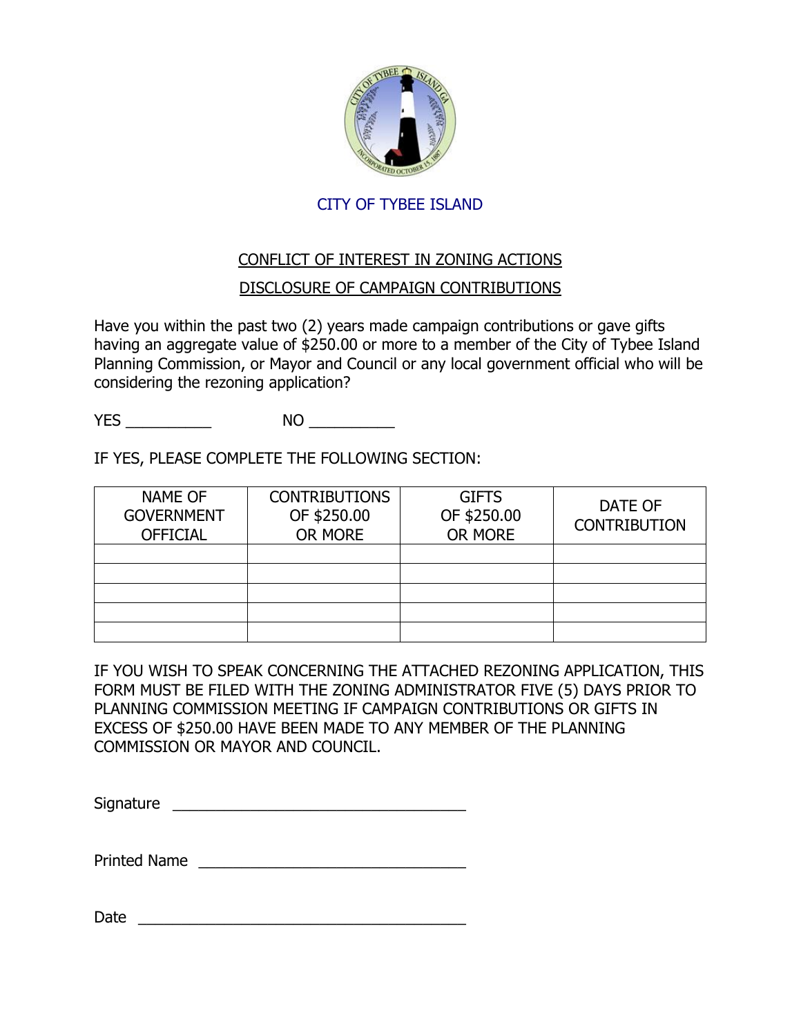# CITY OF TYBEE ISLAND

## CONFLICT OF INTEREST IN ZONING ACTIONS

## DISCLOSURE OF CAMPAIGN CONTRIBUTIONS

Have you within the past two (2) years made campaign contributions or gave gifts having an aggregate value of $250.00 or more to a member of the City of Tybee Island Planning Commission, or Mayor and Council or any local government official who will be considering the rezoning application?

YES __________ NO __________

IF YES, PLEASE COMPLETE THE FOLLOWING SECTION:

| NAME OF GOVERNMENT OFFICIAL | CONTRIBUTIONS OF $250.00 OR MORE | GIFTS OF $250.00 OR MORE | DATE OF CONTRIBUTION |
|---|---|---|---|
| | | | |
| | | | |
| | | | |
| | | | |
| | | | |

IF YOU WISH TO SPEAK CONCERNING THE ATTACHED REZONING APPLICATION, THIS FORM MUST BE FILED WITH THE ZONING ADMINISTRATOR FIVE (5) DAYS PRIOR TO PLANNING COMMISSION MEETING IF CAMPAIGN CONTRIBUTIONS OR GIFTS IN EXCESS OF $250.00 HAVE BEEN MADE TO ANY MEMBER OF THE PLANNING COMMISSION OR MAYOR AND COUNCIL.

Signature ________________________________

Printed Name ________________________________

Date ________________________________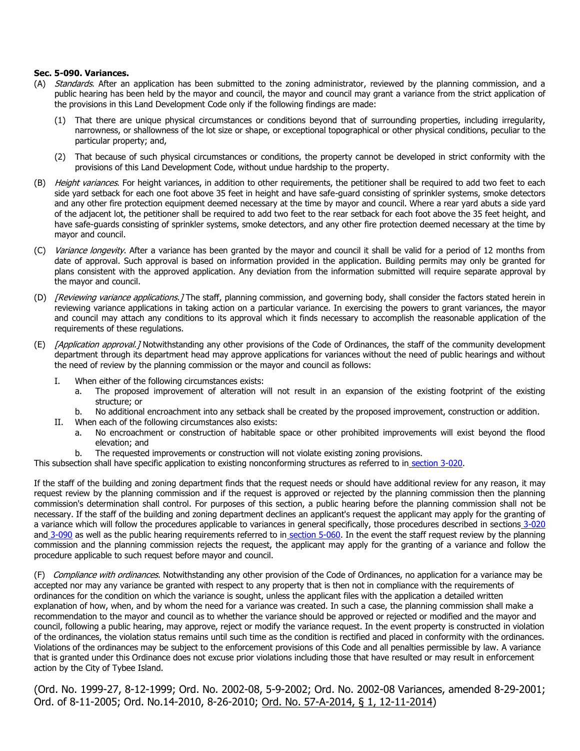**Sec. 5-090. Variances.**

(A) *Standards*. After an application has been submitted to the zoning administrator, reviewed by the planning commission, and a public hearing has been held by the mayor and council, the mayor and council may grant a variance from the strict application of the provisions in this Land Development Code only if the following findings are made:

(1) That there are unique physical circumstances or conditions beyond that of surrounding properties, including irregularity, narrowness, or shallowness of the lot size or shape, or exceptional topographical or other physical conditions, peculiar to the particular property; and,

(2) That because of such physical circumstances or conditions, the property cannot be developed in strict conformity with the provisions of this Land Development Code, without undue hardship to the property.

(B) *Height variances*. For height variances, in addition to other requirements, the petitioner shall be required to add two feet to each side yard setback for each one foot above 35 feet in height and have safe-guard consisting of sprinkler systems, smoke detectors and any other fire protection equipment deemed necessary at the time by mayor and council. Where a rear yard abuts a side yard of the adjacent lot, the petitioner shall be required to add two feet to the rear setback for each foot above the 35 feet height, and have safe-guards consisting of sprinkler systems, smoke detectors, and any other fire protection deemed necessary at the time by mayor and council.

(C) *Variance longevity*. After a variance has been granted by the mayor and council it shall be valid for a period of 12 months from date of approval. Such approval is based on information provided in the application. Building permits may only be granted for plans consistent with the approved application. Any deviation from the information submitted will require separate approval by the mayor and council.

(D) *[Reviewing variance applications.]* The staff, planning commission, and governing body, shall consider the factors stated herein in reviewing variance applications in taking action on a particular variance. In exercising the powers to grant variances, the mayor and council may attach any conditions to its approval which it finds necessary to accomplish the reasonable application of the requirements of these regulations.

(E) *[Application approval.]* Notwithstanding any other provisions of the Code of Ordinances, the staff of the community development department through its department head may approve applications for variances without the need of public hearings and without the need of review by the planning commission or the mayor and council as follows:

I. When either of the following circumstances exists:
   a. The proposed improvement of alteration will not result in an expansion of the existing footprint of the existing structure; or
   b. No additional encroachment into any setback shall be created by the proposed improvement, construction or addition.

II. When each of the following circumstances also exists:
   a. No encroachment or construction of habitable space or other prohibited improvements will exist beyond the flood elevation; and
   b. The requested improvements or construction will not violate existing zoning provisions.

This subsection shall have specific application to existing nonconforming structures as referred to in section 3-020.

If the staff of the building and zoning department finds that the request needs or should have additional review for any reason, it may request review by the planning commission and if the request is approved or rejected by the planning commission then the planning commission's determination shall control. For purposes of this section, a public hearing before the planning commission shall not be necessary. If the staff of the building and zoning department declines an applicant's request the applicant may apply for the granting of a variance which will follow the procedures applicable to variances in general specifically, those procedures described in sections 3-020 and 3-090 as well as the public hearing requirements referred to in section 5-060. In the event the staff request review by the planning commission and the planning commission rejects the request, the applicant may apply for the granting of a variance and follow the procedure applicable to such request before mayor and council.

(F) *Compliance with ordinances.* Notwithstanding any other provision of the Code of Ordinances, no application for a variance may be accepted nor may any variance be granted with respect to any property that is then not in compliance with the requirements of ordinances for the condition on which the variance is sought, unless the applicant files with the application a detailed written explanation of how, when, and by whom the need for a variance was created. In such a case, the planning commission shall make a recommendation to the mayor and council as to whether the variance should be approved or rejected or modified and the mayor and council, following a public hearing, may approve, reject or modify the variance request. In the event property is constructed in violation of the ordinances, the violation status remains until such time as the condition is rectified and placed in conformity with the ordinances. Violations of the ordinances may be subject to the enforcement provisions of this Code and all penalties permissible by law. A variance that is granted under this Ordinance does not excuse prior violations including those that have resulted or may result in enforcement action by the City of Tybee Island.

(Ord. No. 1999-27, 8-12-1999; Ord. No. 2002-08, 5-9-2002; Ord. No. 2002-08 Variances, amended 8-29-2001; Ord. of 8-11-2005; Ord. No.14-2010, 8-26-2010; Ord. No. 57-A-2014, § 1, 12-11-2014)